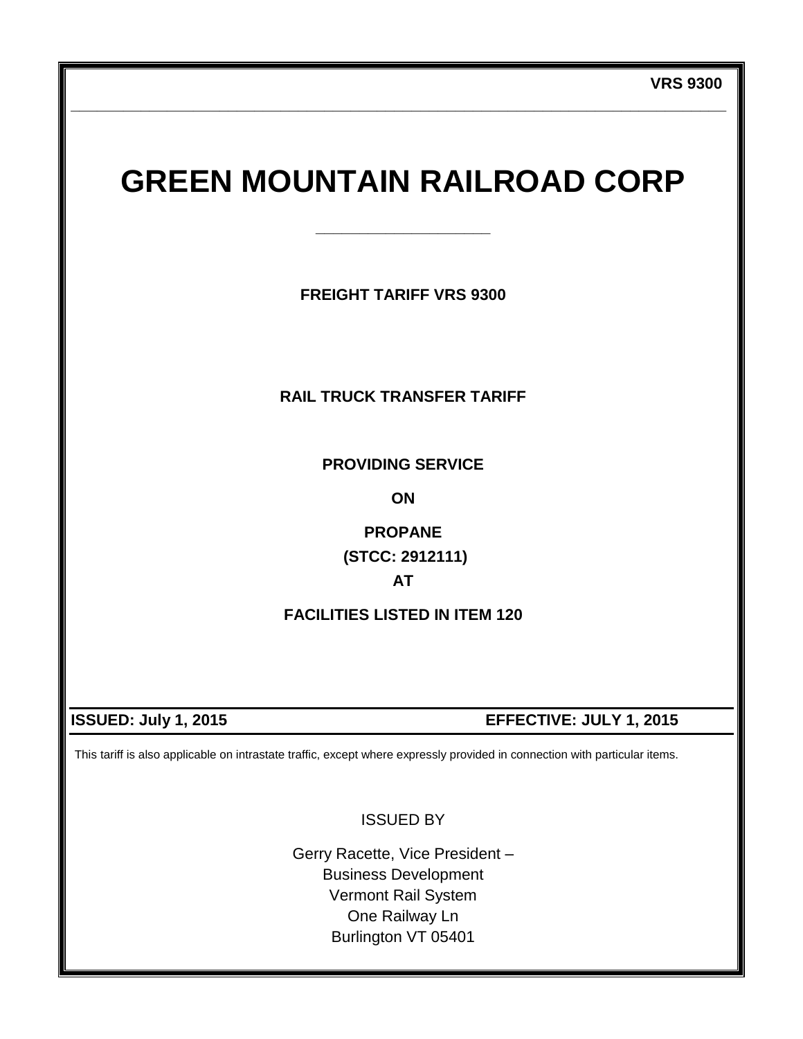**VRS 9300**

# GREEN MOUNTAIN RAILROAD CORP

**FREIGHT TARIFF VRS 9300**

**RAIL TRUCK TRANSFER TARIFF**

**PROVIDING SERVICE**

**ON**

**PROPANE**

**(STCC: 2912111)**

**AT**

**FACILITIES LISTED IN ITEM 120**

**ISSUED: July 1, 2015** **EFFECTIVE: JULY 1, 2015**

This tariff is also applicable on intrastate traffic, except where expressly provided in connection with particular items.

ISSUED BY

Gerry Racette, Vice President –
Business Development
Vermont Rail System
One Railway Ln
Burlington VT 05401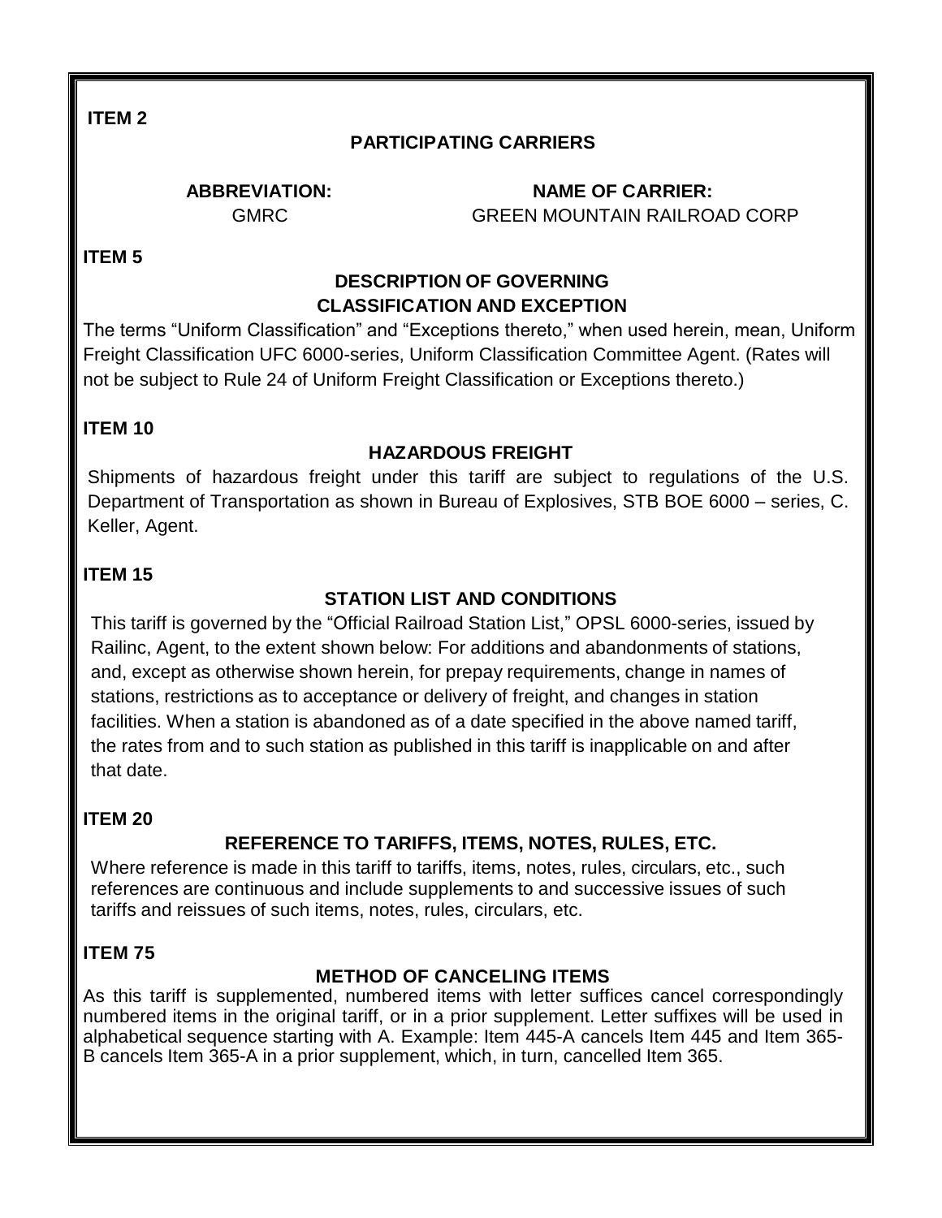**ITEM 2**

### PARTICIPATING CARRIERS

| ABBREVIATION: | NAME OF CARRIER: |
| --- | --- |
| GMRC | GREEN MOUNTAIN RAILROAD CORP |

**ITEM 5**

### DESCRIPTION OF GOVERNING CLASSIFICATION AND EXCEPTION

The terms “Uniform Classification” and “Exceptions thereto,” when used herein, mean, Uniform Freight Classification UFC 6000-series, Uniform Classification Committee Agent. (Rates will not be subject to Rule 24 of Uniform Freight Classification or Exceptions thereto.)

**ITEM 10**

### HAZARDOUS FREIGHT

Shipments of hazardous freight under this tariff are subject to regulations of the U.S. Department of Transportation as shown in Bureau of Explosives, STB BOE 6000 – series, C. Keller, Agent.

**ITEM 15**

### STATION LIST AND CONDITIONS

This tariff is governed by the “Official Railroad Station List,” OPSL 6000-series, issued by Railinc, Agent, to the extent shown below: For additions and abandonments of stations, and, except as otherwise shown herein, for prepay requirements, change in names of stations, restrictions as to acceptance or delivery of freight, and changes in station facilities. When a station is abandoned as of a date specified in the above named tariff, the rates from and to such station as published in this tariff is inapplicable on and after that date.

**ITEM 20**

### REFERENCE TO TARIFFS, ITEMS, NOTES, RULES, ETC.

Where reference is made in this tariff to tariffs, items, notes, rules, circulars, etc., such references are continuous and include supplements to and successive issues of such tariffs and reissues of such items, notes, rules, circulars, etc.

**ITEM 75**

### METHOD OF CANCELING ITEMS

As this tariff is supplemented, numbered items with letter suffices cancel correspondingly numbered items in the original tariff, or in a prior supplement. Letter suffixes will be used in alphabetical sequence starting with A. Example: Item 445-A cancels Item 445 and Item 365-B cancels Item 365-A in a prior supplement, which, in turn, cancelled Item 365.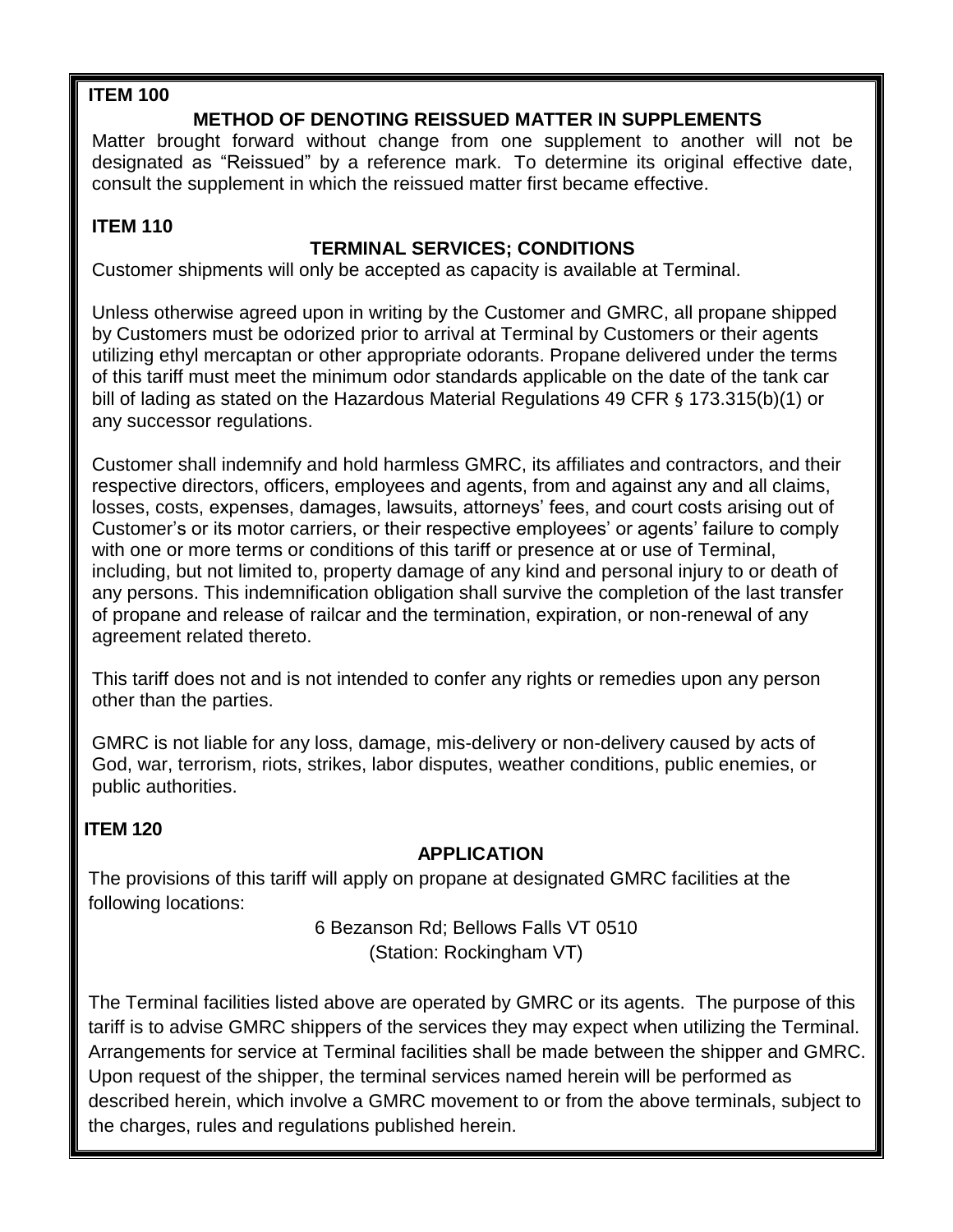**ITEM 100**

## METHOD OF DENOTING REISSUED MATTER IN SUPPLEMENTS

Matter brought forward without change from one supplement to another will not be designated as “Reissued” by a reference mark. To determine its original effective date, consult the supplement in which the reissued matter first became effective.

**ITEM 110**

## TERMINAL SERVICES; CONDITIONS

Customer shipments will only be accepted as capacity is available at Terminal.

Unless otherwise agreed upon in writing by the Customer and GMRC, all propane shipped by Customers must be odorized prior to arrival at Terminal by Customers or their agents utilizing ethyl mercaptan or other appropriate odorants. Propane delivered under the terms of this tariff must meet the minimum odor standards applicable on the date of the tank car bill of lading as stated on the Hazardous Material Regulations 49 CFR § 173.315(b)(1) or any successor regulations.

Customer shall indemnify and hold harmless GMRC, its affiliates and contractors, and their respective directors, officers, employees and agents, from and against any and all claims, losses, costs, expenses, damages, lawsuits, attorneys’ fees, and court costs arising out of Customer’s or its motor carriers, or their respective employees’ or agents’ failure to comply with one or more terms or conditions of this tariff or presence at or use of Terminal, including, but not limited to, property damage of any kind and personal injury to or death of any persons. This indemnification obligation shall survive the completion of the last transfer of propane and release of railcar and the termination, expiration, or non-renewal of any agreement related thereto.

This tariff does not and is not intended to confer any rights or remedies upon any person other than the parties.

GMRC is not liable for any loss, damage, mis-delivery or non-delivery caused by acts of God, war, terrorism, riots, strikes, labor disputes, weather conditions, public enemies, or public authorities.

**ITEM 120**

## APPLICATION

The provisions of this tariff will apply on propane at designated GMRC facilities at the following locations:

6 Bezanson Rd; Bellows Falls VT 0510
(Station: Rockingham VT)

The Terminal facilities listed above are operated by GMRC or its agents. The purpose of this tariff is to advise GMRC shippers of the services they may expect when utilizing the Terminal. Arrangements for service at Terminal facilities shall be made between the shipper and GMRC. Upon request of the shipper, the terminal services named herein will be performed as described herein, which involve a GMRC movement to or from the above terminals, subject to the charges, rules and regulations published herein.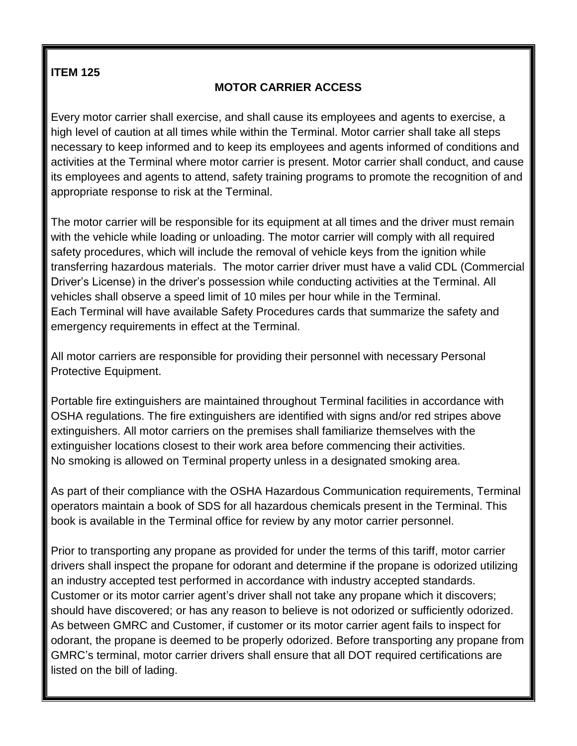**ITEM 125**

## MOTOR CARRIER ACCESS

Every motor carrier shall exercise, and shall cause its employees and agents to exercise, a high level of caution at all times while within the Terminal. Motor carrier shall take all steps necessary to keep informed and to keep its employees and agents informed of conditions and activities at the Terminal where motor carrier is present. Motor carrier shall conduct, and cause its employees and agents to attend, safety training programs to promote the recognition of and appropriate response to risk at the Terminal.

The motor carrier will be responsible for its equipment at all times and the driver must remain with the vehicle while loading or unloading. The motor carrier will comply with all required safety procedures, which will include the removal of vehicle keys from the ignition while transferring hazardous materials. The motor carrier driver must have a valid CDL (Commercial Driver's License) in the driver's possession while conducting activities at the Terminal. All vehicles shall observe a speed limit of 10 miles per hour while in the Terminal.
Each Terminal will have available Safety Procedures cards that summarize the safety and emergency requirements in effect at the Terminal.

All motor carriers are responsible for providing their personnel with necessary Personal Protective Equipment.

Portable fire extinguishers are maintained throughout Terminal facilities in accordance with OSHA regulations. The fire extinguishers are identified with signs and/or red stripes above extinguishers. All motor carriers on the premises shall familiarize themselves with the extinguisher locations closest to their work area before commencing their activities.
No smoking is allowed on Terminal property unless in a designated smoking area.

As part of their compliance with the OSHA Hazardous Communication requirements, Terminal operators maintain a book of SDS for all hazardous chemicals present in the Terminal. This book is available in the Terminal office for review by any motor carrier personnel.

Prior to transporting any propane as provided for under the terms of this tariff, motor carrier drivers shall inspect the propane for odorant and determine if the propane is odorized utilizing an industry accepted test performed in accordance with industry accepted standards. Customer or its motor carrier agent's driver shall not take any propane which it discovers; should have discovered; or has any reason to believe is not odorized or sufficiently odorized. As between GMRC and Customer, if customer or its motor carrier agent fails to inspect for odorant, the propane is deemed to be properly odorized. Before transporting any propane from GMRC's terminal, motor carrier drivers shall ensure that all DOT required certifications are listed on the bill of lading.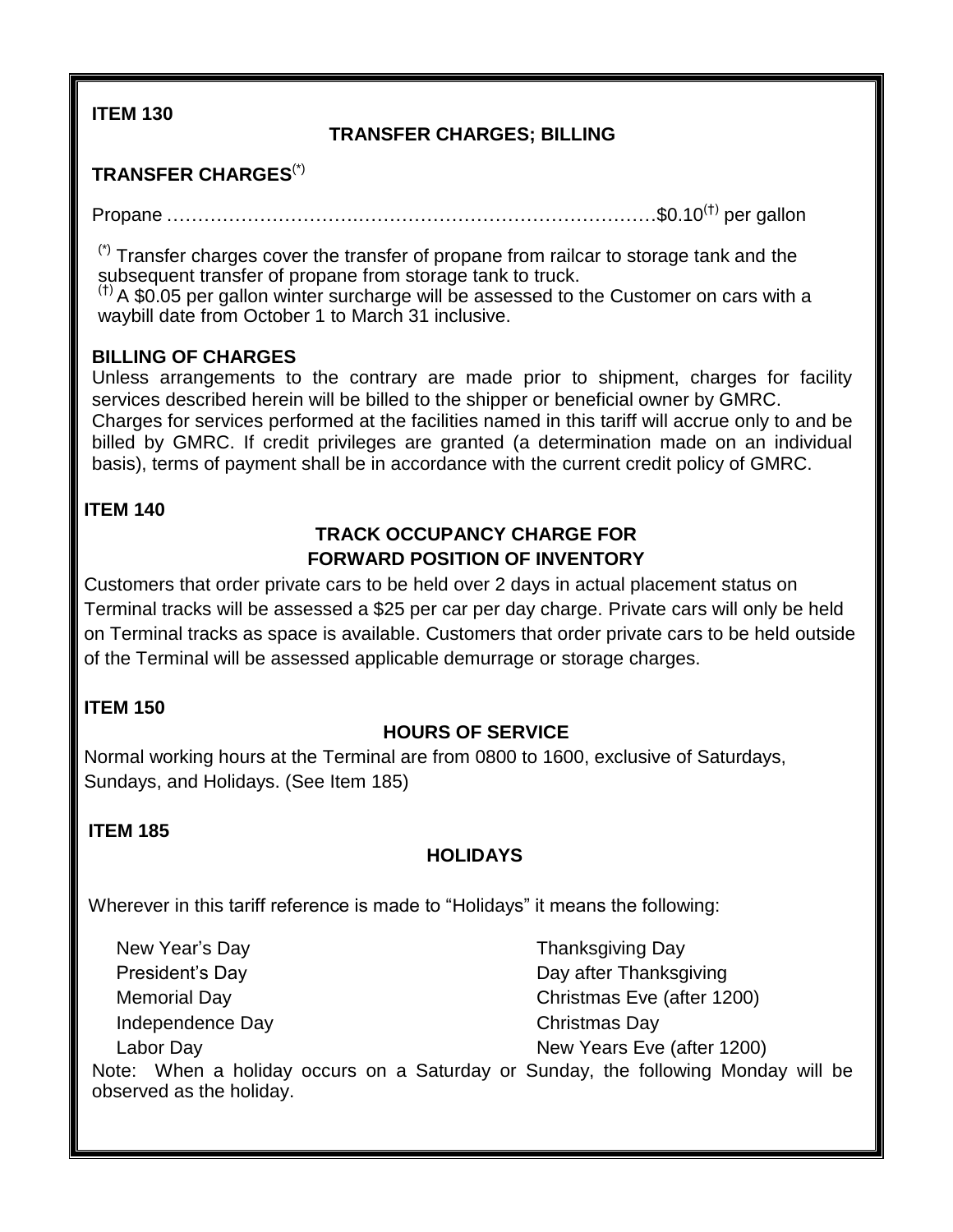**ITEM 130**

## TRANSFER CHARGES; BILLING

### TRANSFER CHARGES[*]

Propane ……………………….…………………………………………$0.10[†] per gallon

[*] Transfer charges cover the transfer of propane from railcar to storage tank and the subsequent transfer of propane from storage tank to truck.
[†] A $0.05 per gallon winter surcharge will be assessed to the Customer on cars with a waybill date from October 1 to March 31 inclusive.

### BILLING OF CHARGES

Unless arrangements to the contrary are made prior to shipment, charges for facility services described herein will be billed to the shipper or beneficial owner by GMRC. Charges for services performed at the facilities named in this tariff will accrue only to and be billed by GMRC. If credit privileges are granted (a determination made on an individual basis), terms of payment shall be in accordance with the current credit policy of GMRC.

**ITEM 140**

## TRACK OCCUPANCY CHARGE FOR FORWARD POSITION OF INVENTORY

Customers that order private cars to be held over 2 days in actual placement status on Terminal tracks will be assessed a $25 per car per day charge. Private cars will only be held on Terminal tracks as space is available. Customers that order private cars to be held outside of the Terminal will be assessed applicable demurrage or storage charges.

**ITEM 150**

## HOURS OF SERVICE

Normal working hours at the Terminal are from 0800 to 1600, exclusive of Saturdays, Sundays, and Holidays. (See Item 185)

**ITEM 185**

## HOLIDAYS

Wherever in this tariff reference is made to "Holidays" it means the following:

- New Year's Day
- President's Day
- Memorial Day
- Independence Day
- Labor Day
- Thanksgiving Day
- Day after Thanksgiving
- Christmas Eve (after 1200)
- Christmas Day
- New Years Eve (after 1200)

Note: When a holiday occurs on a Saturday or Sunday, the following Monday will be observed as the holiday.